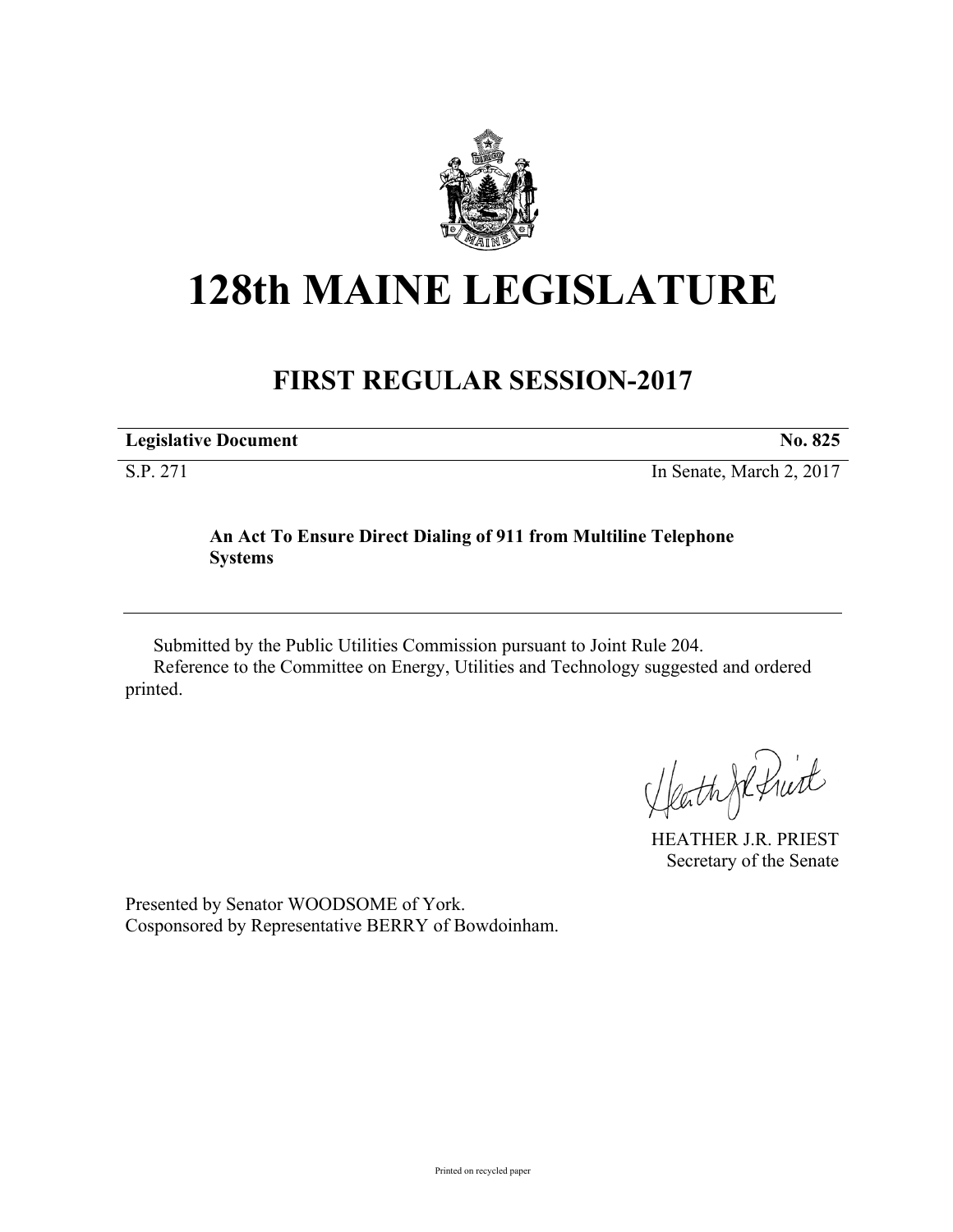# 128th MAINE LEGISLATURE

## FIRST REGULAR SESSION-2017

**Legislative Document** **No. 825**

S.P. 271 In Senate, March 2, 2017

**An Act To Ensure Direct Dialing of 911 from Multiline Telephone Systems**

---

Submitted by the Public Utilities Commission pursuant to Joint Rule 204.

Reference to the Committee on Energy, Utilities and Technology suggested and ordered printed.

HEATHER J.R. PRIEST
Secretary of the Senate

Presented by Senator WOODSOME of York.
Cosponsored by Representative BERRY of Bowdoinham.

Printed on recycled paper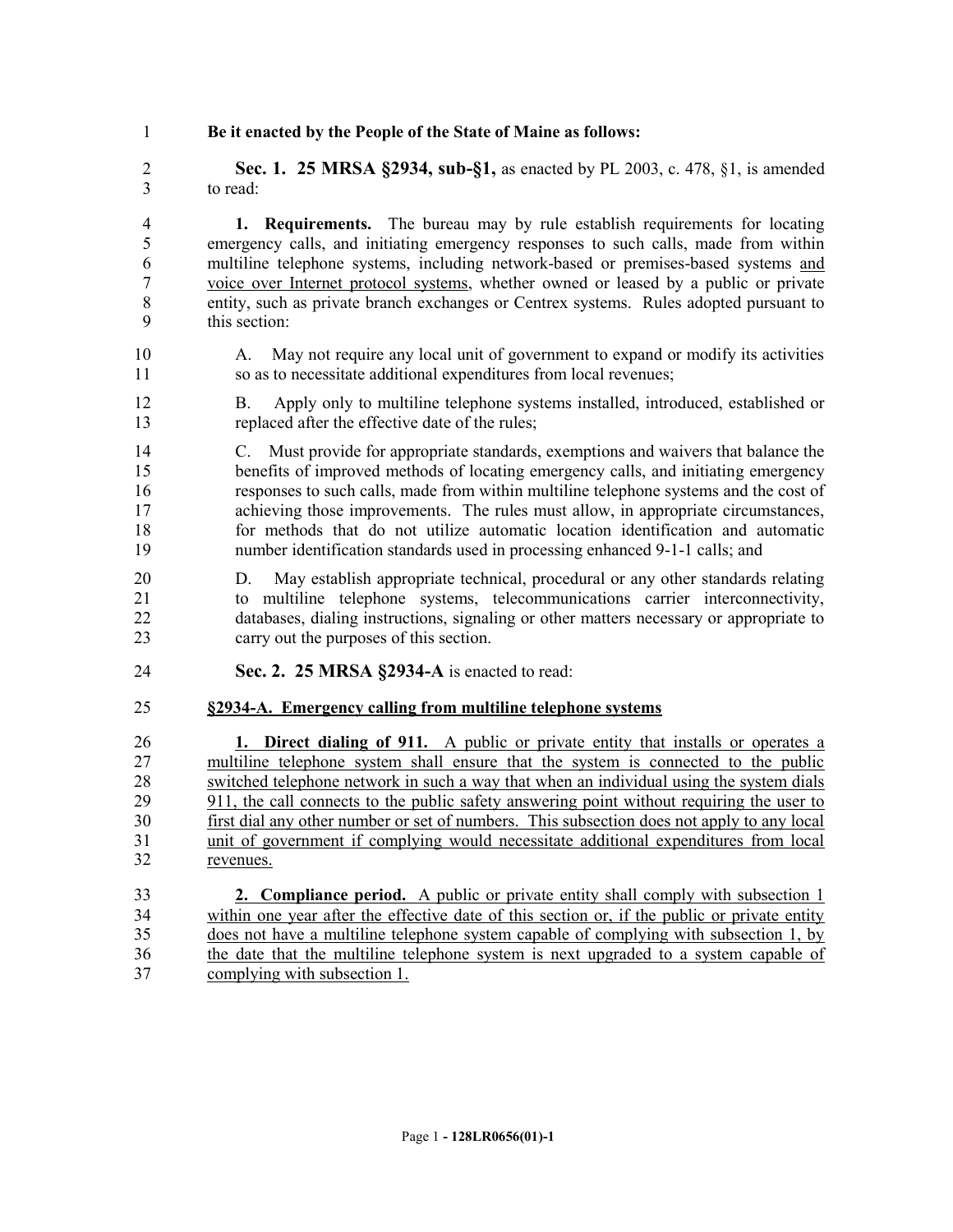**Be it enacted by the People of the State of Maine as follows:**

**Sec. 1. 25 MRSA §2934, sub-§1,** as enacted by PL 2003, c. 478, §1, is amended to read:

**1. Requirements.** The bureau may by rule establish requirements for locating emergency calls, and initiating emergency responses to such calls, made from within multiline telephone systems, including network-based or premises-based systems and voice over Internet protocol systems, whether owned or leased by a public or private entity, such as private branch exchanges or Centrex systems. Rules adopted pursuant to this section:

A. May not require any local unit of government to expand or modify its activities so as to necessitate additional expenditures from local revenues;

B. Apply only to multiline telephone systems installed, introduced, established or replaced after the effective date of the rules;

C. Must provide for appropriate standards, exemptions and waivers that balance the benefits of improved methods of locating emergency calls, and initiating emergency responses to such calls, made from within multiline telephone systems and the cost of achieving those improvements. The rules must allow, in appropriate circumstances, for methods that do not utilize automatic location identification and automatic number identification standards used in processing enhanced 9-1-1 calls; and

D. May establish appropriate technical, procedural or any other standards relating to multiline telephone systems, telecommunications carrier interconnectivity, databases, dialing instructions, signaling or other matters necessary or appropriate to carry out the purposes of this section.

**Sec. 2. 25 MRSA §2934-A** is enacted to read:

**§2934-A. Emergency calling from multiline telephone systems**

**1. Direct dialing of 911.** A public or private entity that installs or operates a multiline telephone system shall ensure that the system is connected to the public switched telephone network in such a way that when an individual using the system dials 911, the call connects to the public safety answering point without requiring the user to first dial any other number or set of numbers. This subsection does not apply to any local unit of government if complying would necessitate additional expenditures from local revenues.

**2. Compliance period.** A public or private entity shall comply with subsection 1 within one year after the effective date of this section or, if the public or private entity does not have a multiline telephone system capable of complying with subsection 1, by the date that the multiline telephone system is next upgraded to a system capable of complying with subsection 1.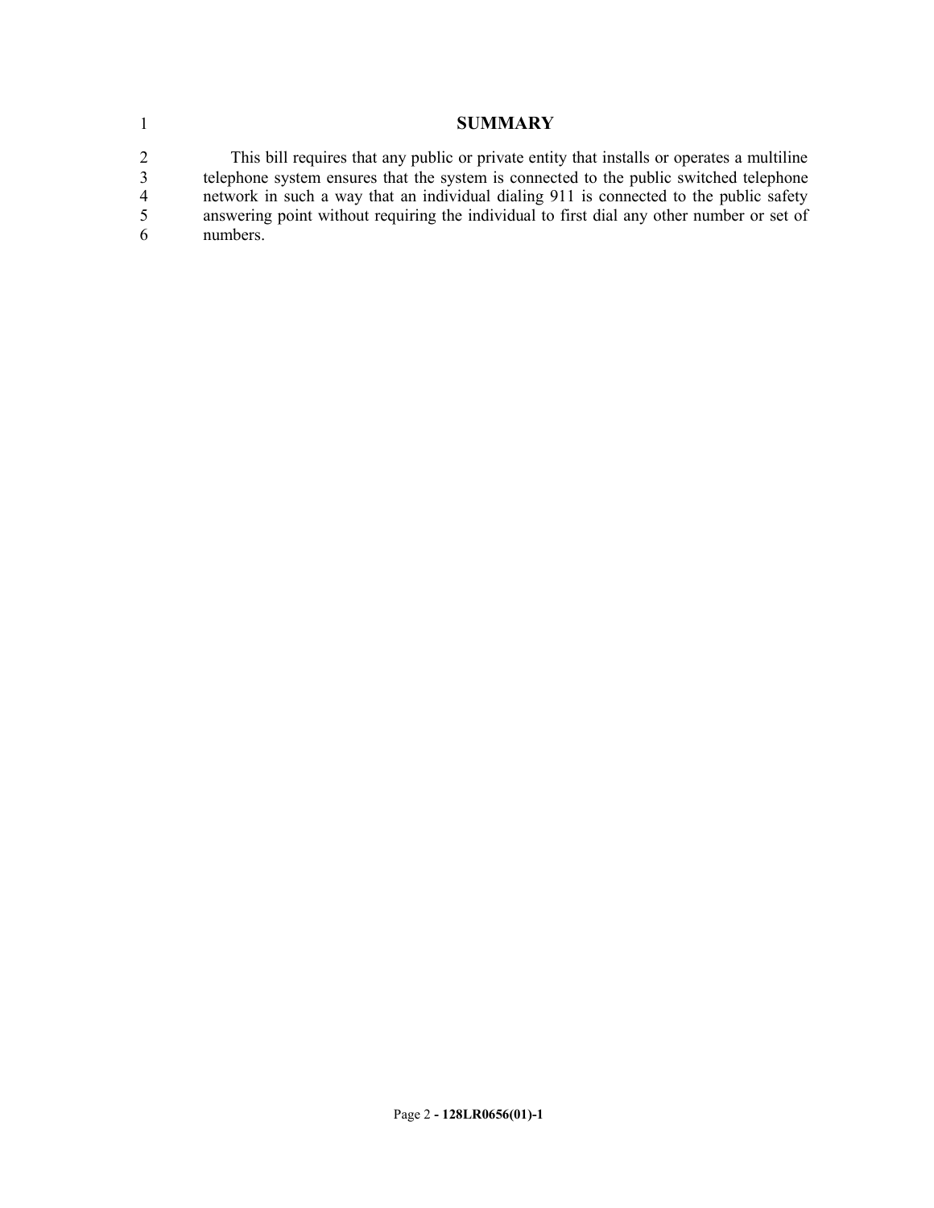## SUMMARY

This bill requires that any public or private entity that installs or operates a multiline telephone system ensures that the system is connected to the public switched telephone network in such a way that an individual dialing 911 is connected to the public safety answering point without requiring the individual to first dial any other number or set of numbers.